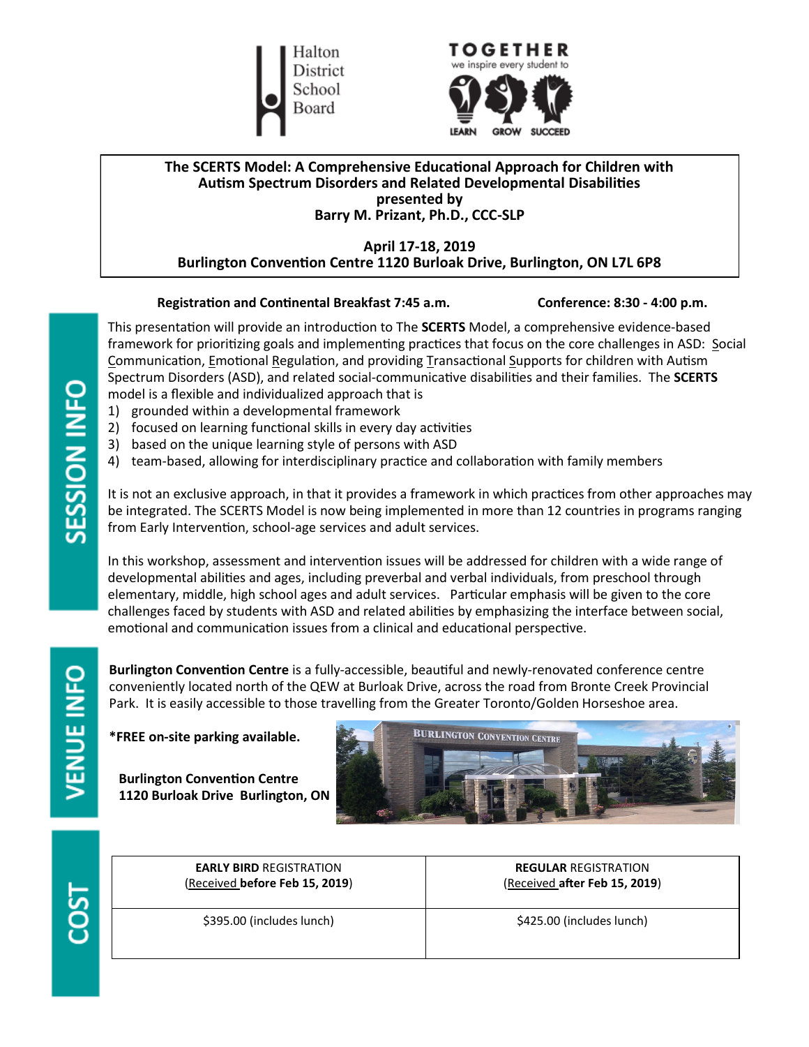Halton District School Board

TOGETHER we inspire every student to LEARN GROW SUCCEED

**The SCERTS Model: A Comprehensive Educational Approach for Children with Autism Spectrum Disorders and Related Developmental Disabilities**
**presented by**
**Barry M. Prizant, Ph.D., CCC-SLP**

**April 17-18, 2019**
**Burlington Convention Centre 1120 Burloak Drive, Burlington, ON L7L 6P8**

**Registration and Continental Breakfast 7:45 a.m.** **Conference: 8:30 - 4:00 p.m.**

## SESSION INFO

This presentation will provide an introduction to The **SCERTS** Model, a comprehensive evidence-based framework for prioritizing goals and implementing practices that focus on the core challenges in ASD: Social Communication, Emotional Regulation, and providing Transactional Supports for children with Autism Spectrum Disorders (ASD), and related social-communicative disabilities and their families. The **SCERTS** model is a flexible and individualized approach that is

1) grounded within a developmental framework
2) focused on learning functional skills in every day activities
3) based on the unique learning style of persons with ASD
4) team-based, allowing for interdisciplinary practice and collaboration with family members

It is not an exclusive approach, in that it provides a framework in which practices from other approaches may be integrated. The SCERTS Model is now being implemented in more than 12 countries in programs ranging from Early Intervention, school-age services and adult services.

In this workshop, assessment and intervention issues will be addressed for children with a wide range of developmental abilities and ages, including preverbal and verbal individuals, from preschool through elementary, middle, high school ages and adult services. Particular emphasis will be given to the core challenges faced by students with ASD and related abilities by emphasizing the interface between social, emotional and communication issues from a clinical and educational perspective.

## VENUE INFO

**Burlington Convention Centre** is a fully-accessible, beautiful and newly-renovated conference centre conveniently located north of the QEW at Burloak Drive, across the road from Bronte Creek Provincial Park. It is easily accessible to those travelling from the Greater Toronto/Golden Horseshoe area.

**\*FREE on-site parking available.**

**Burlington Convention Centre**
**1120 Burloak Drive Burlington, ON**

## COST

| **EARLY BIRD** REGISTRATION (Received **before Feb 15, 2019**) | **REGULAR** REGISTRATION (Received **after Feb 15, 2019**) |
|---|---|
| $395.00 (includes lunch) | $425.00 (includes lunch) |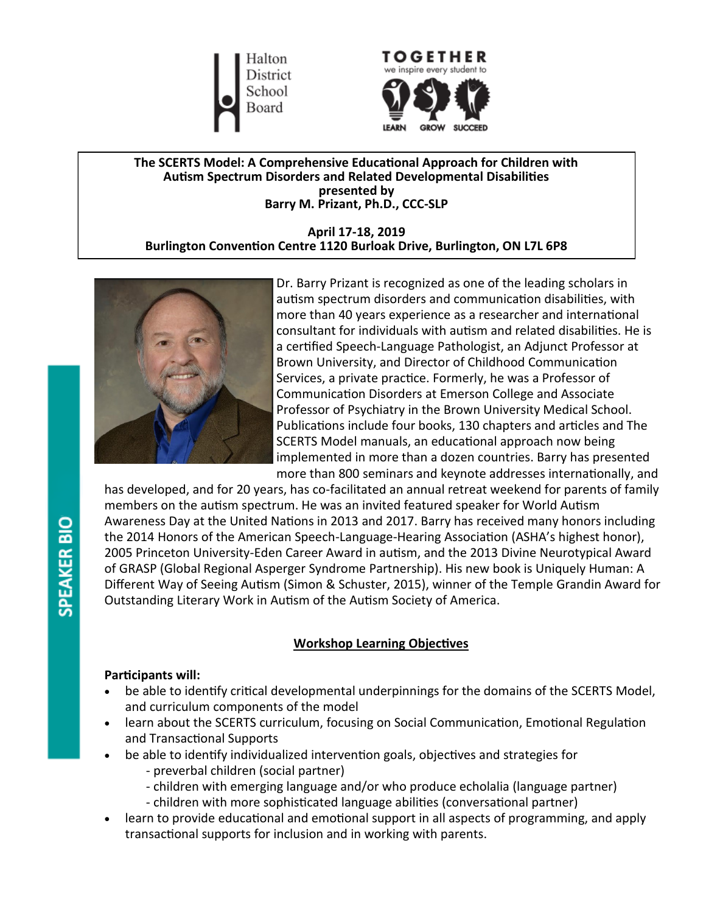Halton District School Board

TOGETHER we inspire every student to LEARN GROW SUCCEED

**The SCERTS Model: A Comprehensive Educational Approach for Children with Autism Spectrum Disorders and Related Developmental Disabilities**
**presented by**
**Barry M. Prizant, Ph.D., CCC-SLP**

**April 17-18, 2019**
**Burlington Convention Centre 1120 Burloak Drive, Burlington, ON L7L 6P8**

## SPEAKER BIO

Dr. Barry Prizant is recognized as one of the leading scholars in autism spectrum disorders and communication disabilities, with more than 40 years experience as a researcher and international consultant for individuals with autism and related disabilities. He is a certified Speech-Language Pathologist, an Adjunct Professor at Brown University, and Director of Childhood Communication Services, a private practice. Formerly, he was a Professor of Communication Disorders at Emerson College and Associate Professor of Psychiatry in the Brown University Medical School. Publications include four books, 130 chapters and articles and The SCERTS Model manuals, an educational approach now being implemented in more than a dozen countries. Barry has presented more than 800 seminars and keynote addresses internationally, and has developed, and for 20 years, has co-facilitated an annual retreat weekend for parents of family members on the autism spectrum. He was an invited featured speaker for World Autism Awareness Day at the United Nations in 2013 and 2017. Barry has received many honors including the 2014 Honors of the American Speech-Language-Hearing Association (ASHA's highest honor), 2005 Princeton University-Eden Career Award in autism, and the 2013 Divine Neurotypical Award of GRASP (Global Regional Asperger Syndrome Partnership). His new book is Uniquely Human: A Different Way of Seeing Autism (Simon & Schuster, 2015), winner of the Temple Grandin Award for Outstanding Literary Work in Autism of the Autism Society of America.

## Workshop Learning Objectives

**Participants will:**

- be able to identify critical developmental underpinnings for the domains of the SCERTS Model, and curriculum components of the model
- learn about the SCERTS curriculum, focusing on Social Communication, Emotional Regulation and Transactional Supports
- be able to identify individualized intervention goals, objectives and strategies for
  - preverbal children (social partner)
  - children with emerging language and/or who produce echolalia (language partner)
  - children with more sophisticated language abilities (conversational partner)
- learn to provide educational and emotional support in all aspects of programming, and apply transactional supports for inclusion and in working with parents.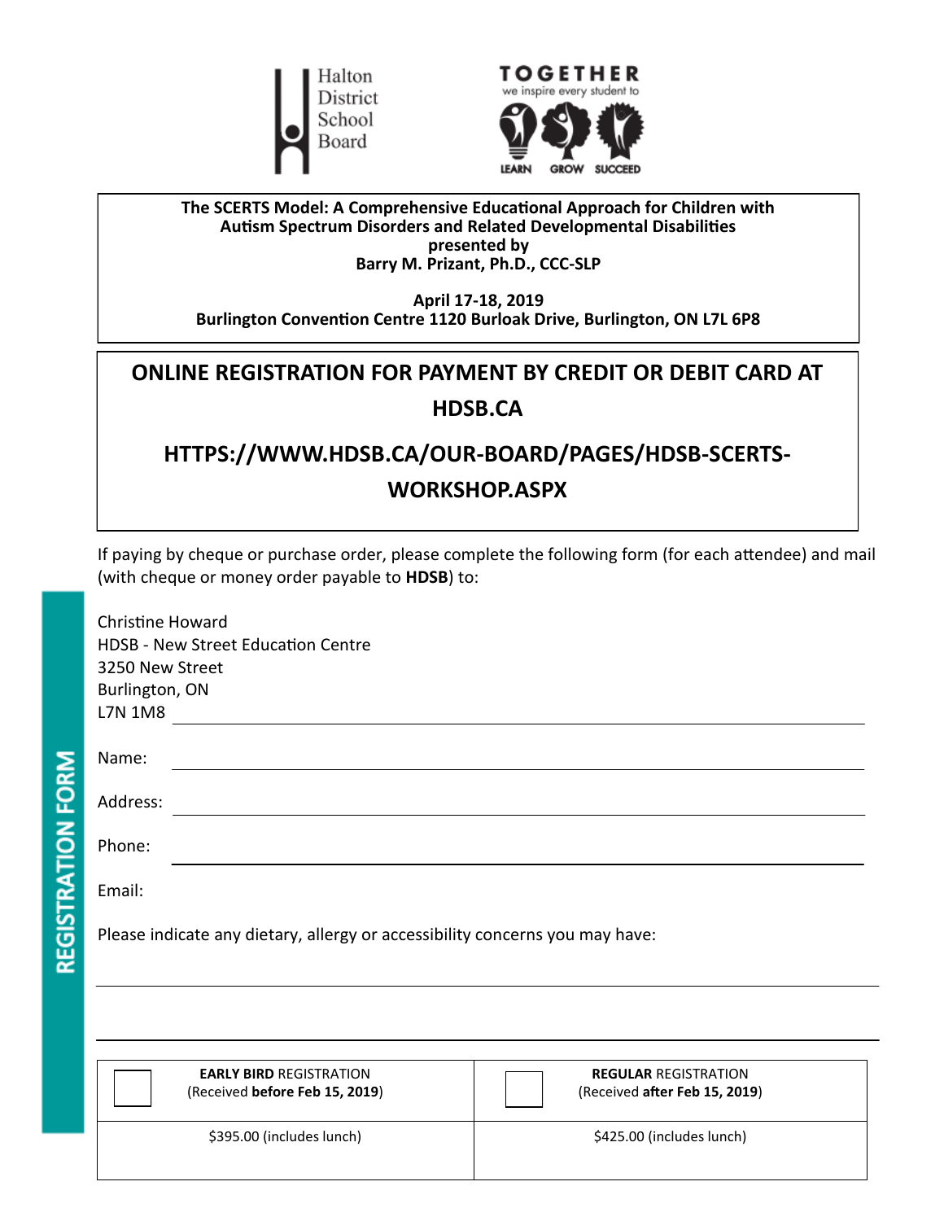Halton District School Board

TOGETHER we inspire every student to LEARN GROW SUCCEED

**The SCERTS Model: A Comprehensive Educational Approach for Children with Autism Spectrum Disorders and Related Developmental Disabilities**
**presented by**
**Barry M. Prizant, Ph.D., CCC-SLP**

**April 17-18, 2019**
**Burlington Convention Centre 1120 Burloak Drive, Burlington, ON L7L 6P8**

## ONLINE REGISTRATION FOR PAYMENT BY CREDIT OR DEBIT CARD AT HDSB.CA

## HTTPS://WWW.HDSB.CA/OUR-BOARD/PAGES/HDSB-SCERTS-WORKSHOP.ASPX

If paying by cheque or purchase order, please complete the following form (for each attendee) and mail (with cheque or money order payable to **HDSB**) to:

Christine Howard
HDSB - New Street Education Centre
3250 New Street
Burlington, ON
L7N 1M8

# REGISTRATION FORM

Name: ______________________________

Address: ______________________________

Phone: ______________________________

Email:

Please indicate any dietary, allergy or accessibility concerns you may have:

______________________________

______________________________

| ☐ **EARLY BIRD** REGISTRATION (Received **before Feb 15, 2019**) | ☐ **REGULAR** REGISTRATION (Received **after Feb 15, 2019**) |
|---|---|
| $395.00 (includes lunch) | $425.00 (includes lunch) |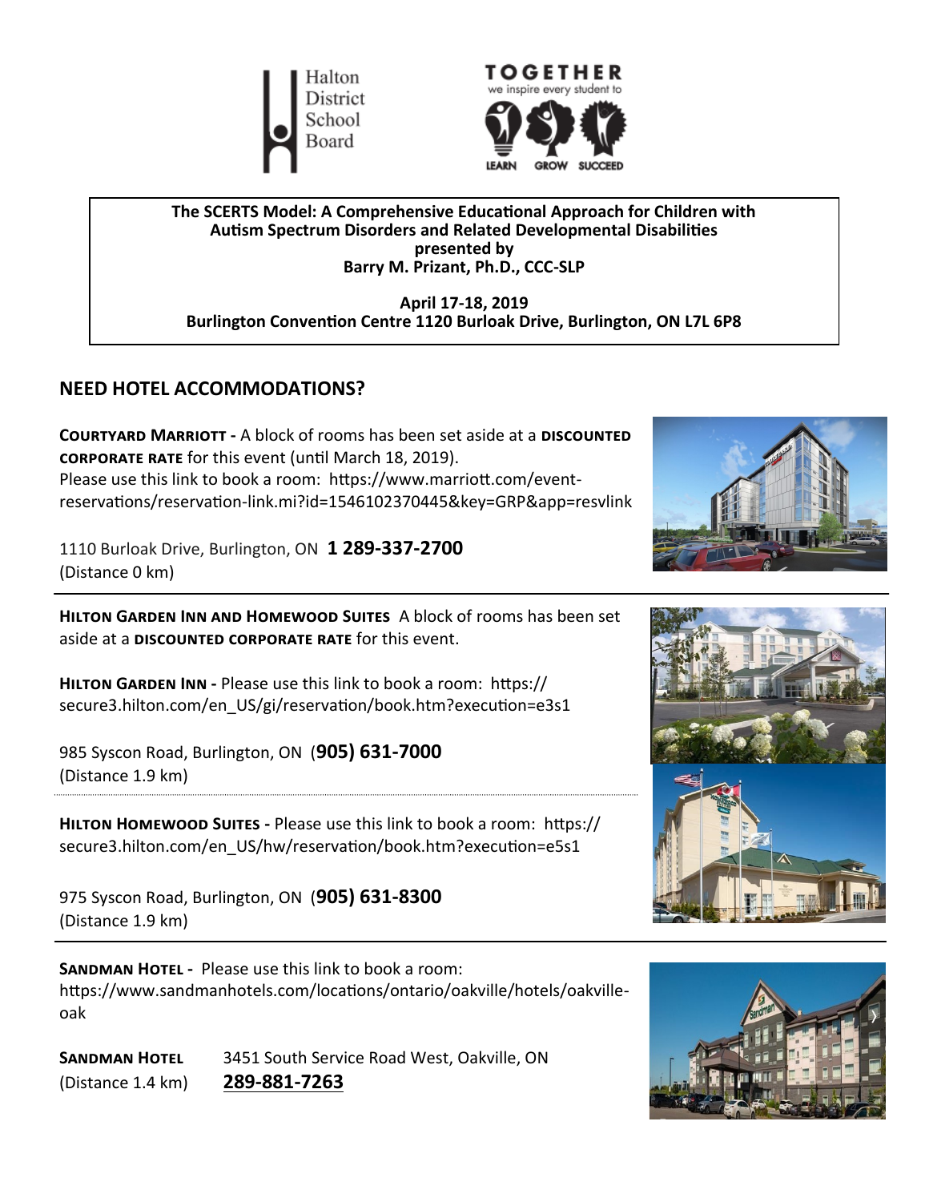Halton District School Board

TOGETHER we inspire every student to LEARN GROW SUCCEED

**The SCERTS Model: A Comprehensive Educational Approach for Children with Autism Spectrum Disorders and Related Developmental Disabilities**
**presented by**
**Barry M. Prizant, Ph.D., CCC-SLP**

**April 17-18, 2019**
**Burlington Convention Centre 1120 Burloak Drive, Burlington, ON L7L 6P8**

## NEED HOTEL ACCOMMODATIONS?

**COURTYARD MARRIOTT -** A block of rooms has been set aside at a **DISCOUNTED CORPORATE RATE** for this event (until March 18, 2019).
Please use this link to book a room: https://www.marriott.com/event-reservations/reservation-link.mi?id=1546102370445&key=GRP&app=resvlink

1110 Burloak Drive, Burlington, ON **1 289-337-2700**
(Distance 0 km)

---

**HILTON GARDEN INN AND HOMEWOOD SUITES** A block of rooms has been set aside at a **DISCOUNTED CORPORATE RATE** for this event.

**HILTON GARDEN INN -** Please use this link to book a room: https://secure3.hilton.com/en_US/gi/reservation/book.htm?execution=e3s1

985 Syscon Road, Burlington, ON (**905) 631-7000**
(Distance 1.9 km)

**HILTON HOMEWOOD SUITES -** Please use this link to book a room: https://secure3.hilton.com/en_US/hw/reservation/book.htm?execution=e5s1

975 Syscon Road, Burlington, ON (**905) 631-8300**
(Distance 1.9 km)

---

**SANDMAN HOTEL -** Please use this link to book a room: https://www.sandmanhotels.com/locations/ontario/oakville/hotels/oakville-oak

**SANDMAN HOTEL** 3451 South Service Road West, Oakville, ON
(Distance 1.4 km) **289-881-7263**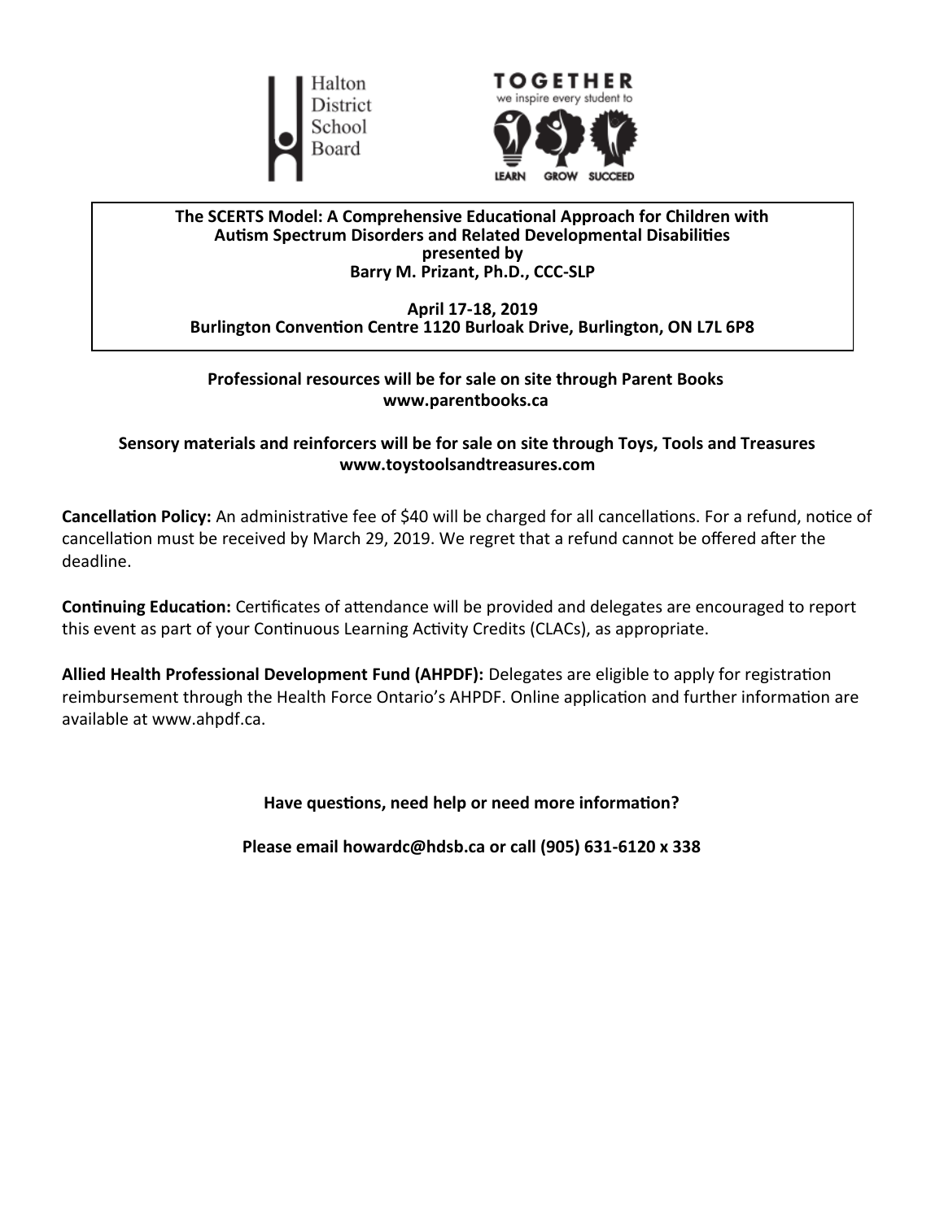Halton District School Board

TOGETHER we inspire every student to LEARN GROW SUCCEED

**The SCERTS Model: A Comprehensive Educational Approach for Children with Autism Spectrum Disorders and Related Developmental Disabilities**
**presented by**
**Barry M. Prizant, Ph.D., CCC-SLP**

**April 17-18, 2019**
**Burlington Convention Centre 1120 Burloak Drive, Burlington, ON L7L 6P8**

**Professional resources will be for sale on site through Parent Books**
**www.parentbooks.ca**

**Sensory materials and reinforcers will be for sale on site through Toys, Tools and Treasures**
**www.toystoolsandtreasures.com**

**Cancellation Policy:** An administrative fee of $40 will be charged for all cancellations. For a refund, notice of cancellation must be received by March 29, 2019. We regret that a refund cannot be offered after the deadline.

**Continuing Education:** Certificates of attendance will be provided and delegates are encouraged to report this event as part of your Continuous Learning Activity Credits (CLACs), as appropriate.

**Allied Health Professional Development Fund (AHPDF):** Delegates are eligible to apply for registration reimbursement through the Health Force Ontario's AHPDF. Online application and further information are available at www.ahpdf.ca.

**Have questions, need help or need more information?**

**Please email howardc@hdsb.ca or call (905) 631-6120 x 338**